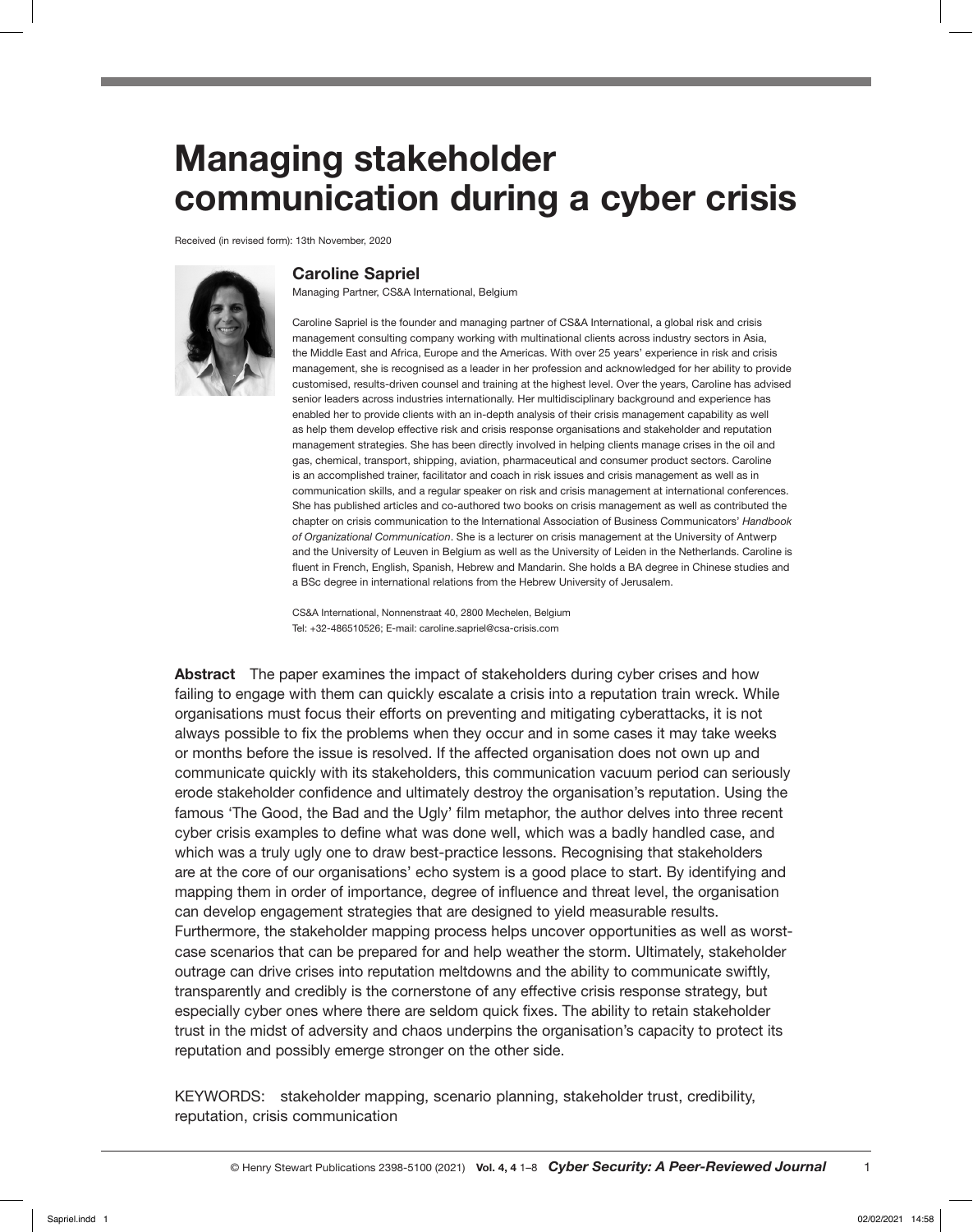# Managing stakeholder communication during a cyber crisis

Received (in revised form): 13th November, 2020

## Caroline Sapriel

Managing Partner, CS&A International, Belgium

Caroline Sapriel is the founder and managing partner of CS&A International, a global risk and crisis management consulting company working with multinational clients across industry sectors in Asia, the Middle East and Africa, Europe and the Americas. With over 25 years' experience in risk and crisis management, she is recognised as a leader in her profession and acknowledged for her ability to provide customised, results-driven counsel and training at the highest level. Over the years, Caroline has advised senior leaders across industries internationally. Her multidisciplinary background and experience has enabled her to provide clients with an in-depth analysis of their crisis management capability as well as help them develop effective risk and crisis response organisations and stakeholder and reputation management strategies. She has been directly involved in helping clients manage crises in the oil and gas, chemical, transport, shipping, aviation, pharmaceutical and consumer product sectors. Caroline is an accomplished trainer, facilitator and coach in risk issues and crisis management as well as in communication skills, and a regular speaker on risk and crisis management at international conferences. She has published articles and co-authored two books on crisis management as well as contributed the chapter on crisis communication to the International Association of Business Communicators' *Handbook of Organizational Communication*. She is a lecturer on crisis management at the University of Antwerp and the University of Leuven in Belgium as well as the University of Leiden in the Netherlands. Caroline is fluent in French, English, Spanish, Hebrew and Mandarin. She holds a BA degree in Chinese studies and a BSc degree in international relations from the Hebrew University of Jerusalem.

CS&A International, Nonnenstraat 40, 2800 Mechelen, Belgium
Tel: +32-486510526; E-mail: caroline.sapriel@csa-crisis.com

**Abstract** The paper examines the impact of stakeholders during cyber crises and how failing to engage with them can quickly escalate a crisis into a reputation train wreck. While organisations must focus their efforts on preventing and mitigating cyberattacks, it is not always possible to fix the problems when they occur and in some cases it may take weeks or months before the issue is resolved. If the affected organisation does not own up and communicate quickly with its stakeholders, this communication vacuum period can seriously erode stakeholder confidence and ultimately destroy the organisation's reputation. Using the famous 'The Good, the Bad and the Ugly' film metaphor, the author delves into three recent cyber crisis examples to define what was done well, which was a badly handled case, and which was a truly ugly one to draw best-practice lessons. Recognising that stakeholders are at the core of our organisations' echo system is a good place to start. By identifying and mapping them in order of importance, degree of influence and threat level, the organisation can develop engagement strategies that are designed to yield measurable results. Furthermore, the stakeholder mapping process helps uncover opportunities as well as worst-case scenarios that can be prepared for and help weather the storm. Ultimately, stakeholder outrage can drive crises into reputation meltdowns and the ability to communicate swiftly, transparently and credibly is the cornerstone of any effective crisis response strategy, but especially cyber ones where there are seldom quick fixes. The ability to retain stakeholder trust in the midst of adversity and chaos underpins the organisation's capacity to protect its reputation and possibly emerge stronger on the other side.

KEYWORDS: stakeholder mapping, scenario planning, stakeholder trust, credibility, reputation, crisis communication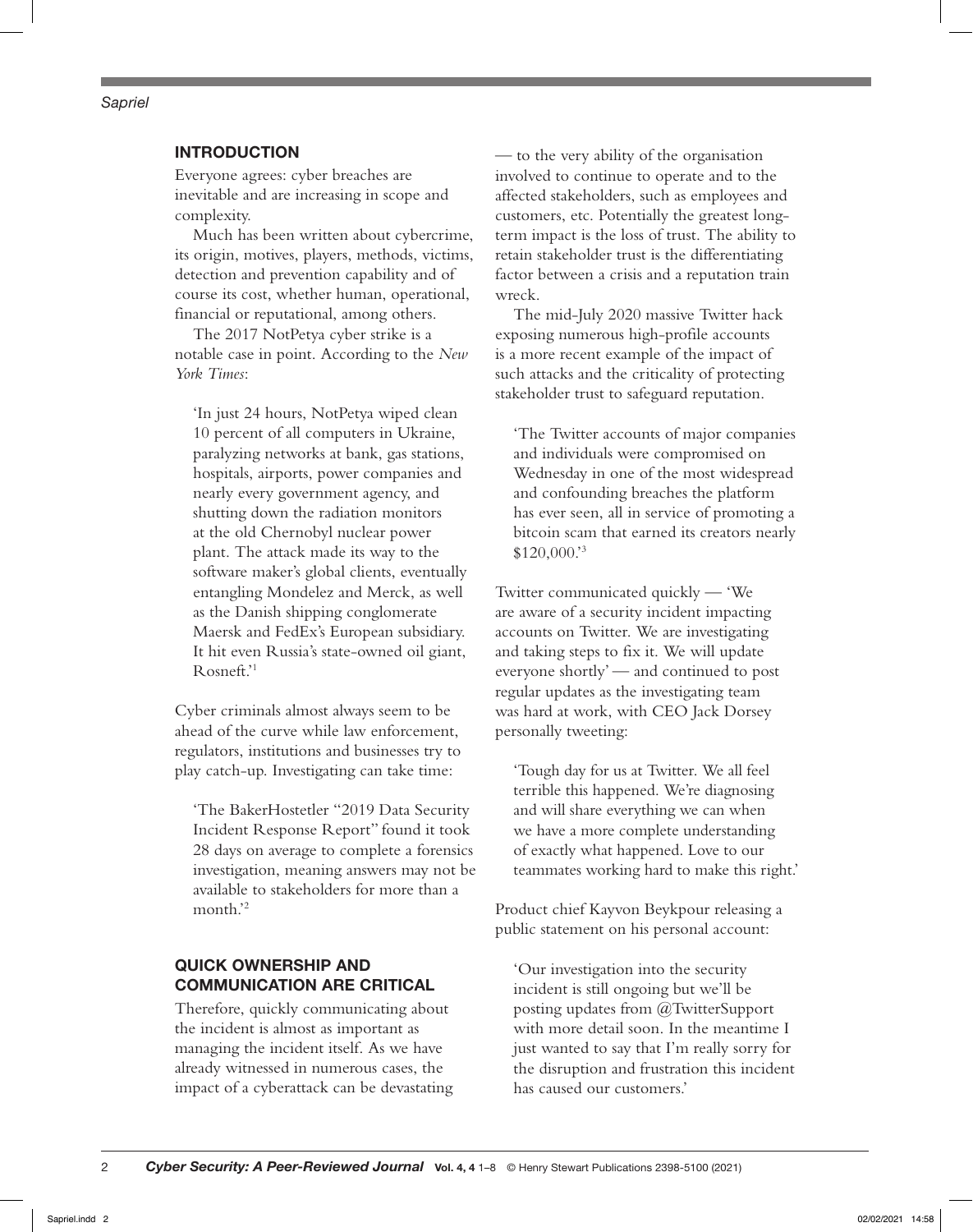## INTRODUCTION

Everyone agrees: cyber breaches are inevitable and are increasing in scope and complexity.

Much has been written about cybercrime, its origin, motives, players, methods, victims, detection and prevention capability and of course its cost, whether human, operational, financial or reputational, among others.

The 2017 NotPetya cyber strike is a notable case in point. According to the *New York Times*:

> 'In just 24 hours, NotPetya wiped clean 10 percent of all computers in Ukraine, paralyzing networks at bank, gas stations, hospitals, airports, power companies and nearly every government agency, and shutting down the radiation monitors at the old Chernobyl nuclear power plant. The attack made its way to the software maker's global clients, eventually entangling Mondelez and Merck, as well as the Danish shipping conglomerate Maersk and FedEx's European subsidiary. It hit even Russia's state-owned oil giant, Rosneft.'[1]

Cyber criminals almost always seem to be ahead of the curve while law enforcement, regulators, institutions and businesses try to play catch-up. Investigating can take time:

> 'The BakerHostetler "2019 Data Security Incident Response Report" found it took 28 days on average to complete a forensics investigation, meaning answers may not be available to stakeholders for more than a month.'[2]

## QUICK OWNERSHIP AND COMMUNICATION ARE CRITICAL

Therefore, quickly communicating about the incident is almost as important as managing the incident itself. As we have already witnessed in numerous cases, the impact of a cyberattack can be devastating — to the very ability of the organisation involved to continue to operate and to the affected stakeholders, such as employees and customers, etc. Potentially the greatest long-term impact is the loss of trust. The ability to retain stakeholder trust is the differentiating factor between a crisis and a reputation train wreck.

The mid-July 2020 massive Twitter hack exposing numerous high-profile accounts is a more recent example of the impact of such attacks and the criticality of protecting stakeholder trust to safeguard reputation.

> 'The Twitter accounts of major companies and individuals were compromised on Wednesday in one of the most widespread and confounding breaches the platform has ever seen, all in service of promoting a bitcoin scam that earned its creators nearly \$120,000.'[3]

Twitter communicated quickly — 'We are aware of a security incident impacting accounts on Twitter. We are investigating and taking steps to fix it. We will update everyone shortly' — and continued to post regular updates as the investigating team was hard at work, with CEO Jack Dorsey personally tweeting:

> 'Tough day for us at Twitter. We all feel terrible this happened. We're diagnosing and will share everything we can when we have a more complete understanding of exactly what happened. Love to our teammates working hard to make this right.'

Product chief Kayvon Beykpour releasing a public statement on his personal account:

> 'Our investigation into the security incident is still ongoing but we'll be posting updates from @TwitterSupport with more detail soon. In the meantime I just wanted to say that I'm really sorry for the disruption and frustration this incident has caused our customers.'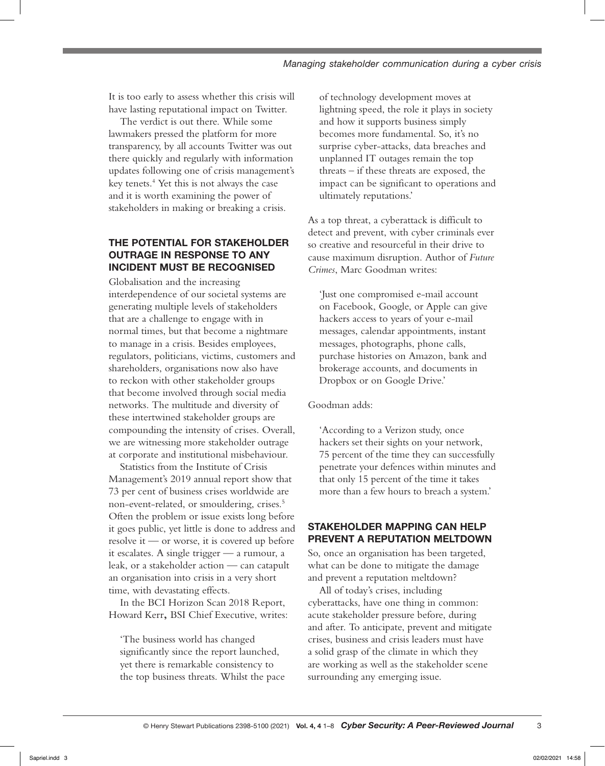It is too early to assess whether this crisis will have lasting reputational impact on Twitter.

The verdict is out there. While some lawmakers pressed the platform for more transparency, by all accounts Twitter was out there quickly and regularly with information updates following one of crisis management's key tenets.[4] Yet this is not always the case and it is worth examining the power of stakeholders in making or breaking a crisis.

## THE POTENTIAL FOR STAKEHOLDER OUTRAGE IN RESPONSE TO ANY INCIDENT MUST BE RECOGNISED

Globalisation and the increasing interdependence of our societal systems are generating multiple levels of stakeholders that are a challenge to engage with in normal times, but that become a nightmare to manage in a crisis. Besides employees, regulators, politicians, victims, customers and shareholders, organisations now also have to reckon with other stakeholder groups that become involved through social media networks. The multitude and diversity of these intertwined stakeholder groups are compounding the intensity of crises. Overall, we are witnessing more stakeholder outrage at corporate and institutional misbehaviour.

Statistics from the Institute of Crisis Management's 2019 annual report show that 73 per cent of business crises worldwide are non-event-related, or smouldering, crises.[5] Often the problem or issue exists long before it goes public, yet little is done to address and resolve it — or worse, it is covered up before it escalates. A single trigger — a rumour, a leak, or a stakeholder action — can catapult an organisation into crisis in a very short time, with devastating effects.

In the BCI Horizon Scan 2018 Report, Howard Kerr**,** BSI Chief Executive, writes:

> 'The business world has changed significantly since the report launched, yet there is remarkable consistency to the top business threats. Whilst the pace of technology development moves at lightning speed, the role it plays in society and how it supports business simply becomes more fundamental. So, it's no surprise cyber-attacks, data breaches and unplanned IT outages remain the top threats – if these threats are exposed, the impact can be significant to operations and ultimately reputations.'

As a top threat, a cyberattack is difficult to detect and prevent, with cyber criminals ever so creative and resourceful in their drive to cause maximum disruption. Author of *Future Crimes*, Marc Goodman writes:

> 'Just one compromised e-mail account on Facebook, Google, or Apple can give hackers access to years of your e-mail messages, calendar appointments, instant messages, photographs, phone calls, purchase histories on Amazon, bank and brokerage accounts, and documents in Dropbox or on Google Drive.'

Goodman adds:

> 'According to a Verizon study, once hackers set their sights on your network, 75 percent of the time they can successfully penetrate your defences within minutes and that only 15 percent of the time it takes more than a few hours to breach a system.'

## STAKEHOLDER MAPPING CAN HELP PREVENT A REPUTATION MELTDOWN

So, once an organisation has been targeted, what can be done to mitigate the damage and prevent a reputation meltdown?

All of today's crises, including cyberattacks, have one thing in common: acute stakeholder pressure before, during and after. To anticipate, prevent and mitigate crises, business and crisis leaders must have a solid grasp of the climate in which they are working as well as the stakeholder scene surrounding any emerging issue.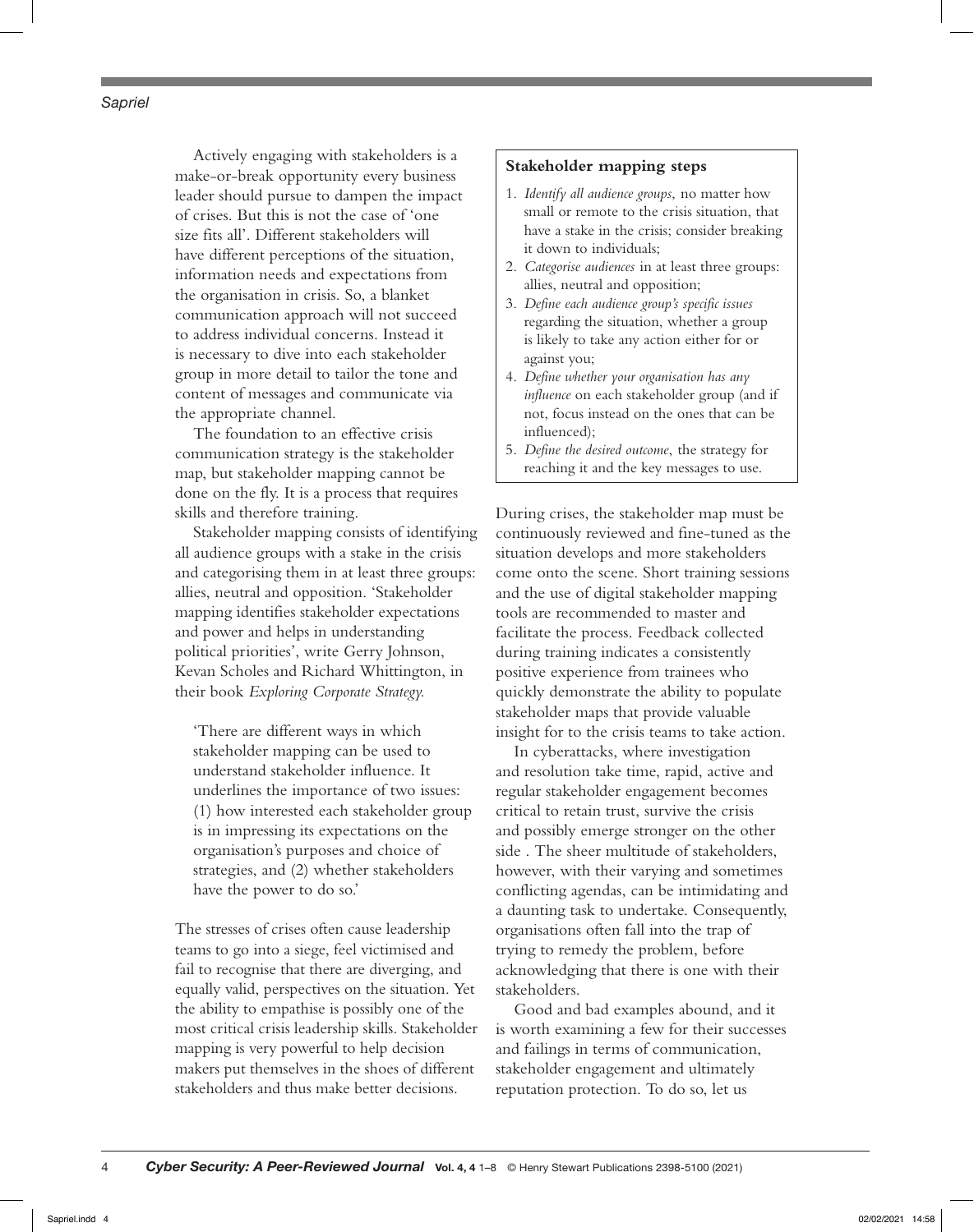Actively engaging with stakeholders is a make-or-break opportunity every business leader should pursue to dampen the impact of crises. But this is not the case of 'one size fits all'. Different stakeholders will have different perceptions of the situation, information needs and expectations from the organisation in crisis. So, a blanket communication approach will not succeed to address individual concerns. Instead it is necessary to dive into each stakeholder group in more detail to tailor the tone and content of messages and communicate via the appropriate channel.

The foundation to an effective crisis communication strategy is the stakeholder map, but stakeholder mapping cannot be done on the fly. It is a process that requires skills and therefore training.

Stakeholder mapping consists of identifying all audience groups with a stake in the crisis and categorising them in at least three groups: allies, neutral and opposition. 'Stakeholder mapping identifies stakeholder expectations and power and helps in understanding political priorities', write Gerry Johnson, Kevan Scholes and Richard Whittington, in their book *Exploring Corporate Strategy.*

> 'There are different ways in which stakeholder mapping can be used to understand stakeholder influence. It underlines the importance of two issues: (1) how interested each stakeholder group is in impressing its expectations on the organisation's purposes and choice of strategies, and (2) whether stakeholders have the power to do so.'

The stresses of crises often cause leadership teams to go into a siege, feel victimised and fail to recognise that there are diverging, and equally valid, perspectives on the situation. Yet the ability to empathise is possibly one of the most critical crisis leadership skills. Stakeholder mapping is very powerful to help decision makers put themselves in the shoes of different stakeholders and thus make better decisions.

**Stakeholder mapping steps**

1. *Identify all audience groups*, no matter how small or remote to the crisis situation, that have a stake in the crisis; consider breaking it down to individuals;
2. *Categorise audiences* in at least three groups: allies, neutral and opposition;
3. *Define each audience group's specific issues* regarding the situation, whether a group is likely to take any action either for or against you;
4. *Define whether your organisation has any influence* on each stakeholder group (and if not, focus instead on the ones that can be influenced);
5. *Define the desired outcome*, the strategy for reaching it and the key messages to use.

During crises, the stakeholder map must be continuously reviewed and fine-tuned as the situation develops and more stakeholders come onto the scene. Short training sessions and the use of digital stakeholder mapping tools are recommended to master and facilitate the process. Feedback collected during training indicates a consistently positive experience from trainees who quickly demonstrate the ability to populate stakeholder maps that provide valuable insight for to the crisis teams to take action.

In cyberattacks, where investigation and resolution take time, rapid, active and regular stakeholder engagement becomes critical to retain trust, survive the crisis and possibly emerge stronger on the other side . The sheer multitude of stakeholders, however, with their varying and sometimes conflicting agendas, can be intimidating and a daunting task to undertake. Consequently, organisations often fall into the trap of trying to remedy the problem, before acknowledging that there is one with their stakeholders.

Good and bad examples abound, and it is worth examining a few for their successes and failings in terms of communication, stakeholder engagement and ultimately reputation protection. To do so, let us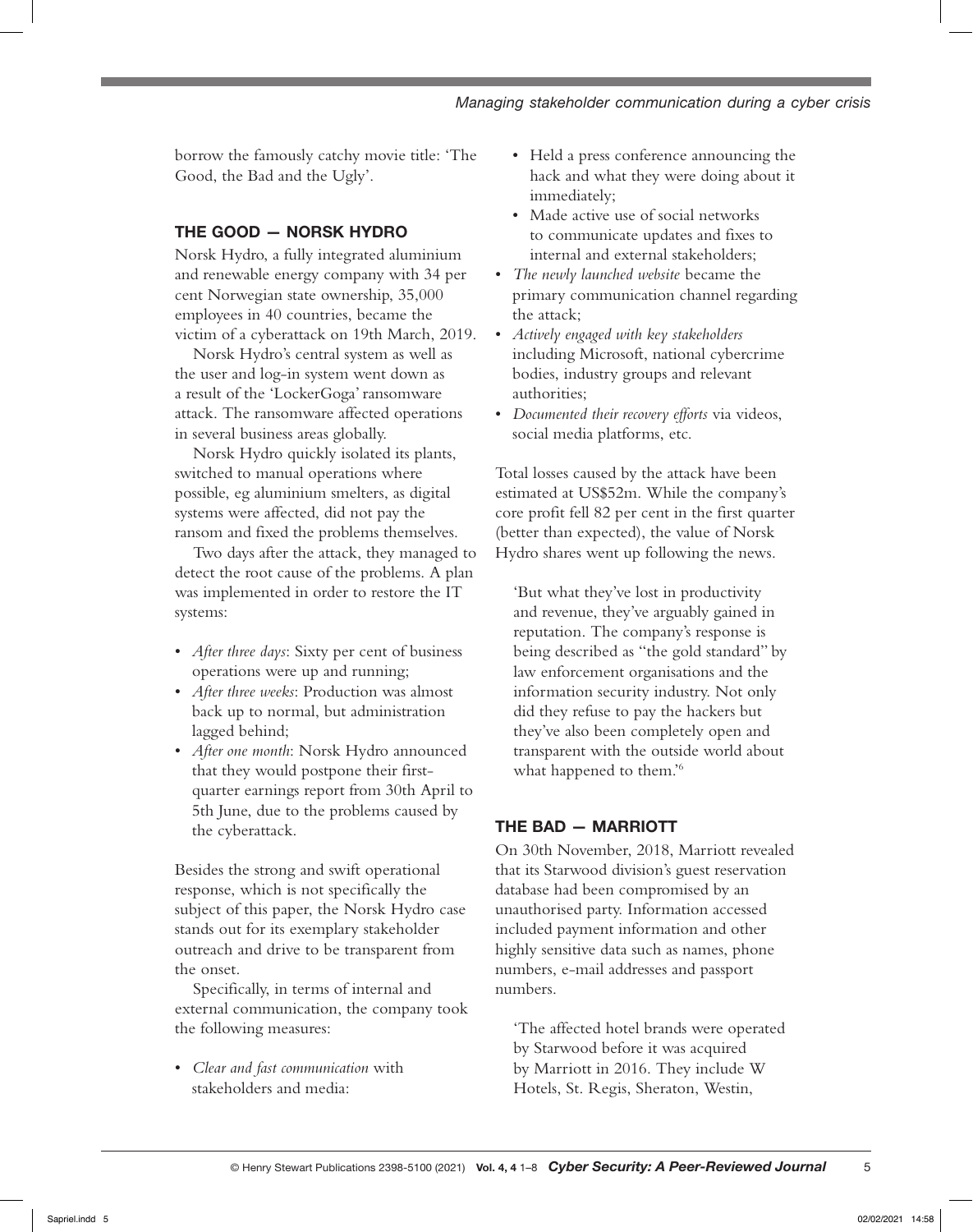borrow the famously catchy movie title: 'The Good, the Bad and the Ugly'.

## THE GOOD — NORSK HYDRO

Norsk Hydro, a fully integrated aluminium and renewable energy company with 34 per cent Norwegian state ownership, 35,000 employees in 40 countries, became the victim of a cyberattack on 19th March, 2019.

Norsk Hydro's central system as well as the user and log-in system went down as a result of the 'LockerGoga' ransomware attack. The ransomware affected operations in several business areas globally.

Norsk Hydro quickly isolated its plants, switched to manual operations where possible, eg aluminium smelters, as digital systems were affected, did not pay the ransom and fixed the problems themselves.

Two days after the attack, they managed to detect the root cause of the problems. A plan was implemented in order to restore the IT systems:

- *After three days*: Sixty per cent of business operations were up and running;
- *After three weeks*: Production was almost back up to normal, but administration lagged behind;
- *After one month*: Norsk Hydro announced that they would postpone their first-quarter earnings report from 30th April to 5th June, due to the problems caused by the cyberattack.

Besides the strong and swift operational response, which is not specifically the subject of this paper, the Norsk Hydro case stands out for its exemplary stakeholder outreach and drive to be transparent from the onset.

Specifically, in terms of internal and external communication, the company took the following measures:

- *Clear and fast communication* with stakeholders and media:
    - Held a press conference announcing the hack and what they were doing about it immediately;
    - Made active use of social networks to communicate updates and fixes to internal and external stakeholders;
- *The newly launched website* became the primary communication channel regarding the attack;
- *Actively engaged with key stakeholders* including Microsoft, national cybercrime bodies, industry groups and relevant authorities;
- *Documented their recovery efforts* via videos, social media platforms, etc.

Total losses caused by the attack have been estimated at US$52m. While the company's core profit fell 82 per cent in the first quarter (better than expected), the value of Norsk Hydro shares went up following the news.

> 'But what they've lost in productivity and revenue, they've arguably gained in reputation. The company's response is being described as "the gold standard" by law enforcement organisations and the information security industry. Not only did they refuse to pay the hackers but they've also been completely open and transparent with the outside world about what happened to them.'[6]

## THE BAD — MARRIOTT

On 30th November, 2018, Marriott revealed that its Starwood division's guest reservation database had been compromised by an unauthorised party. Information accessed included payment information and other highly sensitive data such as names, phone numbers, e-mail addresses and passport numbers.

> 'The affected hotel brands were operated by Starwood before it was acquired by Marriott in 2016. They include W Hotels, St. Regis, Sheraton, Westin,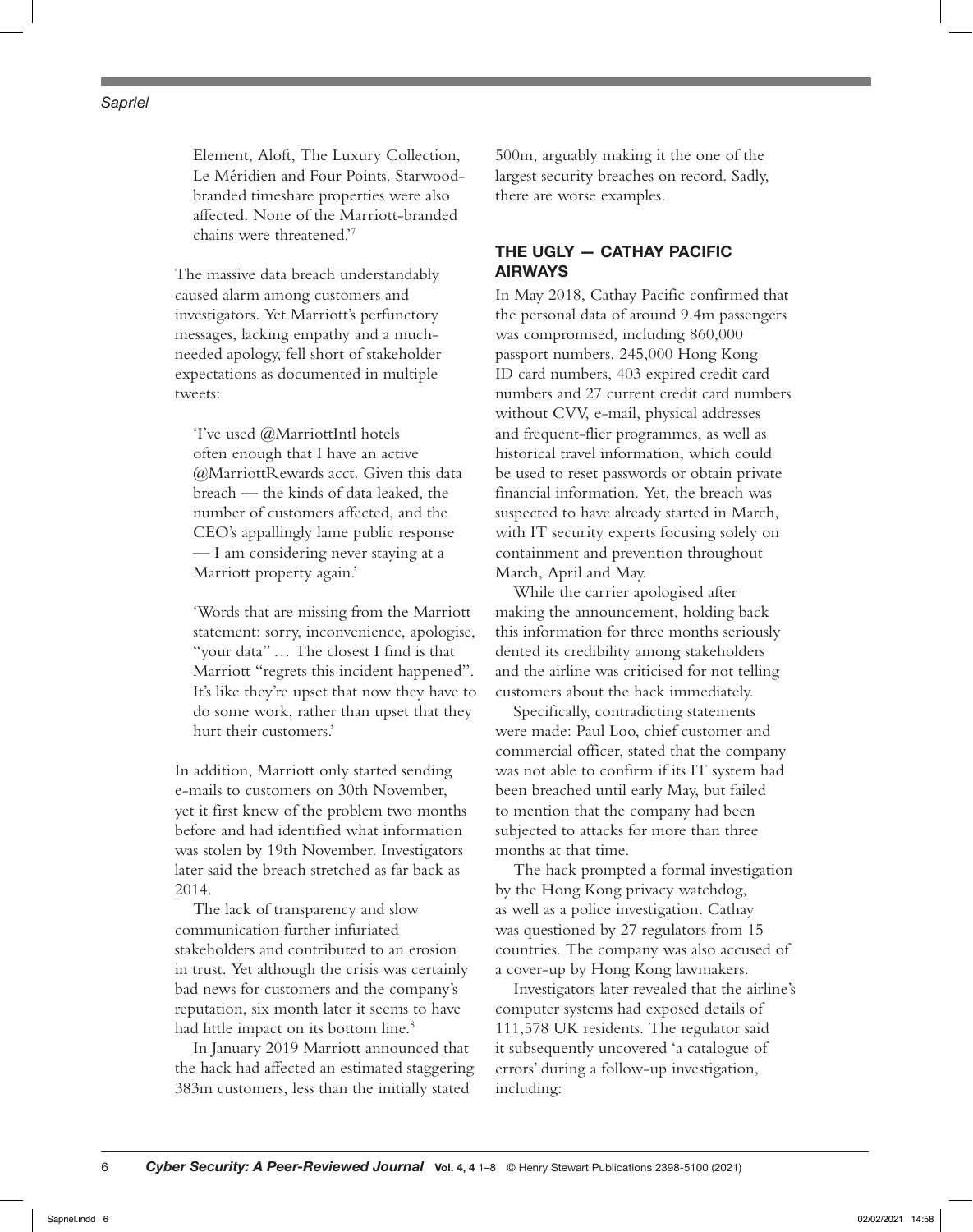Element, Aloft, The Luxury Collection, Le Méridien and Four Points. Starwood-branded timeshare properties were also affected. None of the Marriott-branded chains were threatened.'[7]

The massive data breach understandably caused alarm among customers and investigators. Yet Marriott's perfunctory messages, lacking empathy and a much-needed apology, fell short of stakeholder expectations as documented in multiple tweets:

> 'I've used @MarriottIntl hotels often enough that I have an active @MarriottRewards acct. Given this data breach — the kinds of data leaked, the number of customers affected, and the CEO's appallingly lame public response — I am considering never staying at a Marriott property again.'

> 'Words that are missing from the Marriott statement: sorry, inconvenience, apologise, "your data" … The closest I find is that Marriott "regrets this incident happened". It's like they're upset that now they have to do some work, rather than upset that they hurt their customers.'

In addition, Marriott only started sending e-mails to customers on 30th November, yet it first knew of the problem two months before and had identified what information was stolen by 19th November. Investigators later said the breach stretched as far back as 2014.

The lack of transparency and slow communication further infuriated stakeholders and contributed to an erosion in trust. Yet although the crisis was certainly bad news for customers and the company's reputation, six month later it seems to have had little impact on its bottom line.[8]

In January 2019 Marriott announced that the hack had affected an estimated staggering 383m customers, less than the initially stated 500m, arguably making it the one of the largest security breaches on record. Sadly, there are worse examples.

## THE UGLY — CATHAY PACIFIC AIRWAYS

In May 2018, Cathay Pacific confirmed that the personal data of around 9.4m passengers was compromised, including 860,000 passport numbers, 245,000 Hong Kong ID card numbers, 403 expired credit card numbers and 27 current credit card numbers without CVV, e-mail, physical addresses and frequent-flier programmes, as well as historical travel information, which could be used to reset passwords or obtain private financial information. Yet, the breach was suspected to have already started in March, with IT security experts focusing solely on containment and prevention throughout March, April and May.

While the carrier apologised after making the announcement, holding back this information for three months seriously dented its credibility among stakeholders and the airline was criticised for not telling customers about the hack immediately.

Specifically, contradicting statements were made: Paul Loo, chief customer and commercial officer, stated that the company was not able to confirm if its IT system had been breached until early May, but failed to mention that the company had been subjected to attacks for more than three months at that time.

The hack prompted a formal investigation by the Hong Kong privacy watchdog, as well as a police investigation. Cathay was questioned by 27 regulators from 15 countries. The company was also accused of a cover-up by Hong Kong lawmakers.

Investigators later revealed that the airline's computer systems had exposed details of 111,578 UK residents. The regulator said it subsequently uncovered 'a catalogue of errors' during a follow-up investigation, including: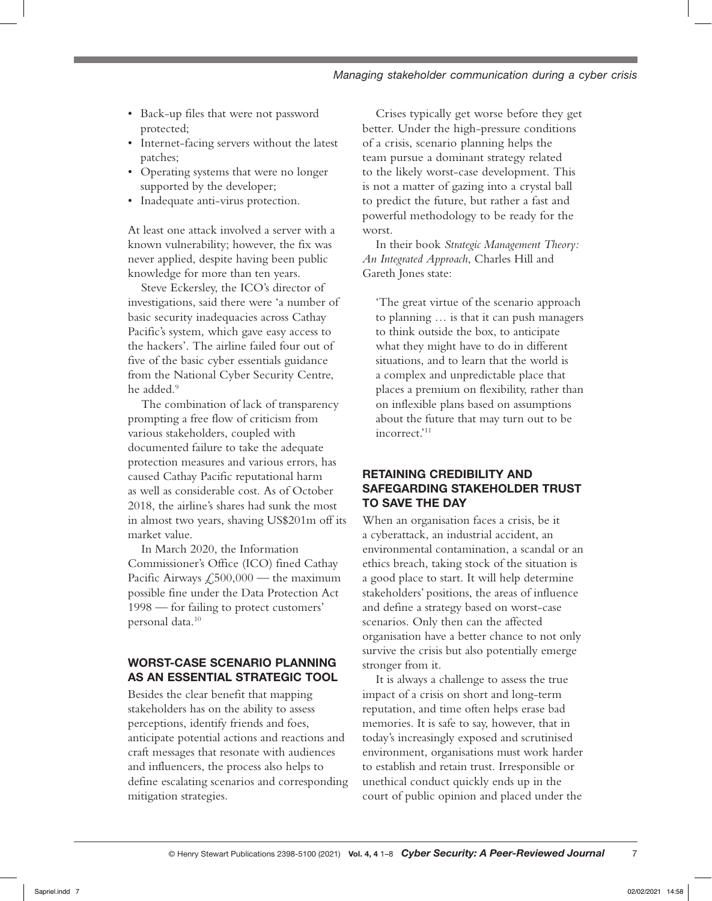- Back-up files that were not password protected;
- Internet-facing servers without the latest patches;
- Operating systems that were no longer supported by the developer;
- Inadequate anti-virus protection.

At least one attack involved a server with a known vulnerability; however, the fix was never applied, despite having been public knowledge for more than ten years.

Steve Eckersley, the ICO's director of investigations, said there were 'a number of basic security inadequacies across Cathay Pacific's system, which gave easy access to the hackers'. The airline failed four out of five of the basic cyber essentials guidance from the National Cyber Security Centre, he added.[9]

The combination of lack of transparency prompting a free flow of criticism from various stakeholders, coupled with documented failure to take the adequate protection measures and various errors, has caused Cathay Pacific reputational harm as well as considerable cost. As of October 2018, the airline's shares had sunk the most in almost two years, shaving US$201m off its market value.

In March 2020, the Information Commissioner's Office (ICO) fined Cathay Pacific Airways £500,000 — the maximum possible fine under the Data Protection Act 1998 — for failing to protect customers' personal data.[10]

## WORST-CASE SCENARIO PLANNING AS AN ESSENTIAL STRATEGIC TOOL

Besides the clear benefit that mapping stakeholders has on the ability to assess perceptions, identify friends and foes, anticipate potential actions and reactions and craft messages that resonate with audiences and influencers, the process also helps to define escalating scenarios and corresponding mitigation strategies.

Crises typically get worse before they get better. Under the high-pressure conditions of a crisis, scenario planning helps the team pursue a dominant strategy related to the likely worst-case development. This is not a matter of gazing into a crystal ball to predict the future, but rather a fast and powerful methodology to be ready for the worst.

In their book *Strategic Management Theory: An Integrated Approach*, Charles Hill and Gareth Jones state:

> 'The great virtue of the scenario approach to planning … is that it can push managers to think outside the box, to anticipate what they might have to do in different situations, and to learn that the world is a complex and unpredictable place that places a premium on flexibility, rather than on inflexible plans based on assumptions about the future that may turn out to be incorrect.'[11]

## RETAINING CREDIBILITY AND SAFEGARDING STAKEHOLDER TRUST TO SAVE THE DAY

When an organisation faces a crisis, be it a cyberattack, an industrial accident, an environmental contamination, a scandal or an ethics breach, taking stock of the situation is a good place to start. It will help determine stakeholders' positions, the areas of influence and define a strategy based on worst-case scenarios. Only then can the affected organisation have a better chance to not only survive the crisis but also potentially emerge stronger from it.

It is always a challenge to assess the true impact of a crisis on short and long-term reputation, and time often helps erase bad memories. It is safe to say, however, that in today's increasingly exposed and scrutinised environment, organisations must work harder to establish and retain trust. Irresponsible or unethical conduct quickly ends up in the court of public opinion and placed under the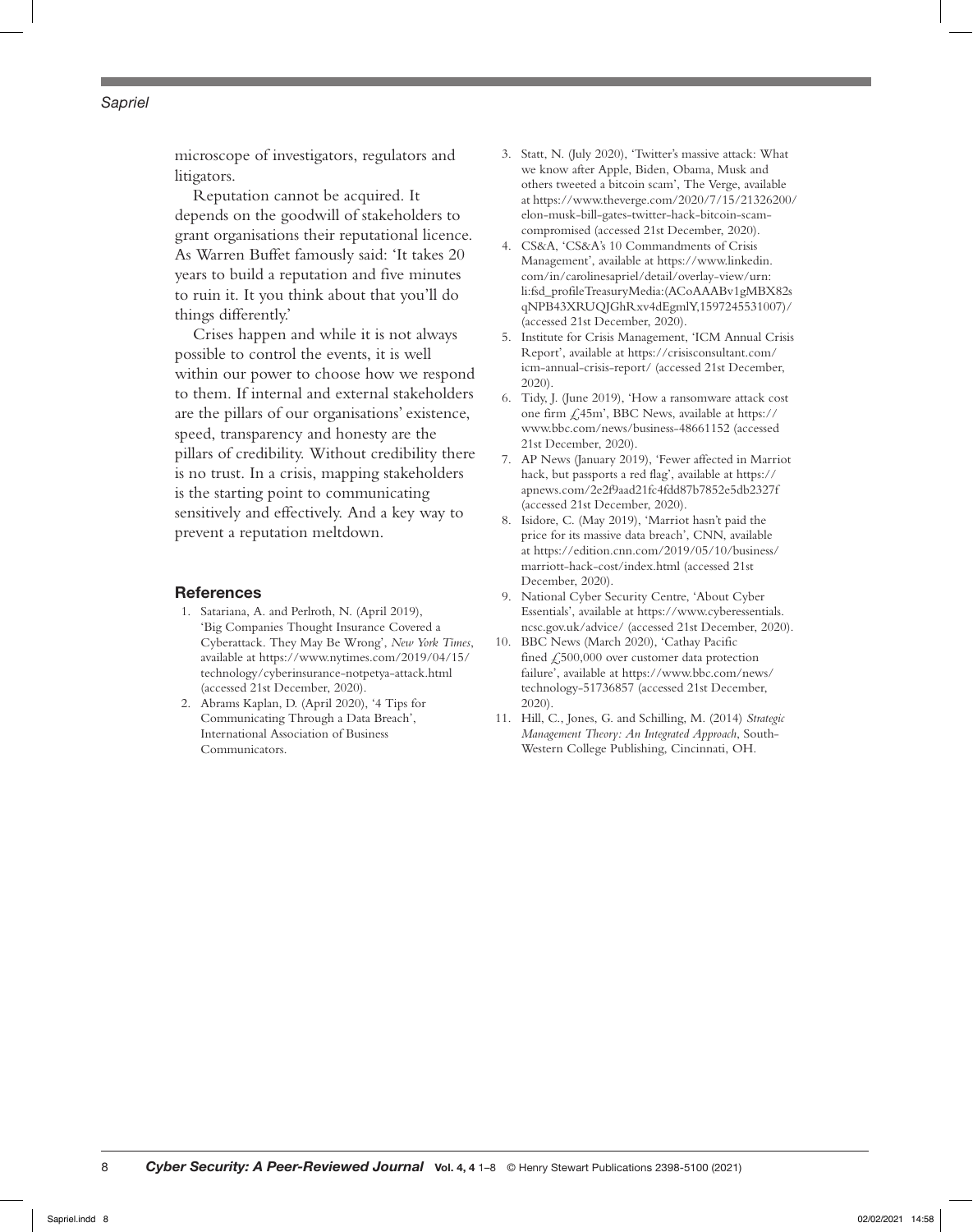microscope of investigators, regulators and litigators.

Reputation cannot be acquired. It depends on the goodwill of stakeholders to grant organisations their reputational licence. As Warren Buffet famously said: 'It takes 20 years to build a reputation and five minutes to ruin it. It you think about that you'll do things differently.'

Crises happen and while it is not always possible to control the events, it is well within our power to choose how we respond to them. If internal and external stakeholders are the pillars of our organisations' existence, speed, transparency and honesty are the pillars of credibility. Without credibility there is no trust. In a crisis, mapping stakeholders is the starting point to communicating sensitively and effectively. And a key way to prevent a reputation meltdown.

## References

1. Satariana, A. and Perlroth, N. (April 2019), 'Big Companies Thought Insurance Covered a Cyberattack. They May Be Wrong', *New York Times*, available at https://www.nytimes.com/2019/04/15/technology/cyberinsurance-notpetya-attack.html (accessed 21st December, 2020).
2. Abrams Kaplan, D. (April 2020), '4 Tips for Communicating Through a Data Breach', International Association of Business Communicators.
3. Statt, N. (July 2020), 'Twitter's massive attack: What we know after Apple, Biden, Obama, Musk and others tweeted a bitcoin scam', The Verge, available at https://www.theverge.com/2020/7/15/21326200/elon-musk-bill-gates-twitter-hack-bitcoin-scam-compromised (accessed 21st December, 2020).
4. CS&A, 'CS&A's 10 Commandments of Crisis Management', available at https://www.linkedin.com/in/carolinesapriel/detail/overlay-view/urn:li:fsd_profileTreasuryMedia:(ACoAAABv1gMBX82sqNPB43XRUQJGhRxv4dEgmlY,1597245531007)/ (accessed 21st December, 2020).
5. Institute for Crisis Management, 'ICM Annual Crisis Report', available at https://crisisconsultant.com/icm-annual-crisis-report/ (accessed 21st December, 2020).
6. Tidy, J. (June 2019), 'How a ransomware attack cost one firm £45m', BBC News, available at https://www.bbc.com/news/business-48661152 (accessed 21st December, 2020).
7. AP News (January 2019), 'Fewer affected in Marriot hack, but passports a red flag', available at https://apnews.com/2e2f9aad21fc4fdd87b7852e5db2327f (accessed 21st December, 2020).
8. Isidore, C. (May 2019), 'Marriot hasn't paid the price for its massive data breach', CNN, available at https://edition.cnn.com/2019/05/10/business/marriott-hack-cost/index.html (accessed 21st December, 2020).
9. National Cyber Security Centre, 'About Cyber Essentials', available at https://www.cyberessentials.ncsc.gov.uk/advice/ (accessed 21st December, 2020).
10. BBC News (March 2020), 'Cathay Pacific fined £500,000 over customer data protection failure', available at https://www.bbc.com/news/technology-51736857 (accessed 21st December, 2020).
11. Hill, C., Jones, G. and Schilling, M. (2014) *Strategic Management Theory: An Integrated Approach*, South-Western College Publishing, Cincinnati, OH.